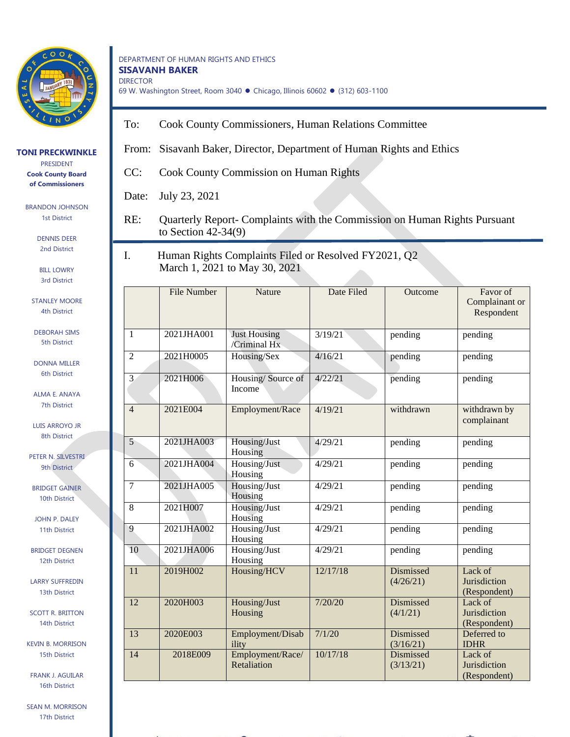DEPARTMENT OF HUMAN RIGHTS AND ETHICS
**SISAVANH BAKER**
DIRECTOR
69 W. Washington Street, Room 3040 ● Chicago, Illinois 60602 ● (312) 603-1100

**TONI PRECKWINKLE**
PRESIDENT
**Cook County Board of Commissioners**

BRANDON JOHNSON, 1st District
DENNIS DEER, 2nd District
BILL LOWRY, 3rd District
STANLEY MOORE, 4th District
DEBORAH SIMS, 5th District
DONNA MILLER, 6th District
ALMA E. ANAYA, 7th District
LUIS ARROYO JR, 8th District
PETER N. SILVESTRI, 9th District
BRIDGET GAINER, 10th District
JOHN P. DALEY, 11th District
BRIDGET DEGNEN, 12th District
LARRY SUFFREDIN, 13th District
SCOTT R. BRITTON, 14th District
KEVIN B. MORRISON, 15th District
FRANK J. AGUILAR, 16th District
SEAN M. MORRISON, 17th District

To: Cook County Commissioners, Human Relations Committee

From: Sisavanh Baker, Director, Department of Human Rights and Ethics

CC: Cook County Commission on Human Rights

Date: July 23, 2021

RE: Quarterly Report- Complaints with the Commission on Human Rights Pursuant to Section 42-34(9)

I. Human Rights Complaints Filed or Resolved FY2021, Q2
March 1, 2021 to May 30, 2021

| | File Number | Nature | Date Filed | Outcome | Favor of Complainant or Respondent |
|---|---|---|---|---|---|
| 1 | 2021JHA001 | Just Housing /Criminal Hx | 3/19/21 | pending | pending |
| 2 | 2021H0005 | Housing/Sex | 4/16/21 | pending | pending |
| 3 | 2021H006 | Housing/ Source of Income | 4/22/21 | pending | pending |
| 4 | 2021E004 | Employment/Race | 4/19/21 | withdrawn | withdrawn by complainant |
| 5 | 2021JHA003 | Housing/Just Housing | 4/29/21 | pending | pending |
| 6 | 2021JHA004 | Housing/Just Housing | 4/29/21 | pending | pending |
| 7 | 2021JHA005 | Housing/Just Housing | 4/29/21 | pending | pending |
| 8 | 2021H007 | Housing/Just Housing | 4/29/21 | pending | pending |
| 9 | 2021JHA002 | Housing/Just Housing | 4/29/21 | pending | pending |
| 10 | 2021JHA006 | Housing/Just Housing | 4/29/21 | pending | pending |
| 11 | 2019H002 | Housing/HCV | 12/17/18 | Dismissed (4/26/21) | Lack of Jurisdiction (Respondent) |
| 12 | 2020H003 | Housing/Just Housing | 7/20/20 | Dismissed (4/1/21) | Lack of Jurisdiction (Respondent) |
| 13 | 2020E003 | Employment/Disability | 7/1/20 | Dismissed (3/16/21) | Deferred to IDHR |
| 14 | 2018E009 | Employment/Race/ Retaliation | 10/17/18 | Dismissed (3/13/21) | Lack of Jurisdiction (Respondent) |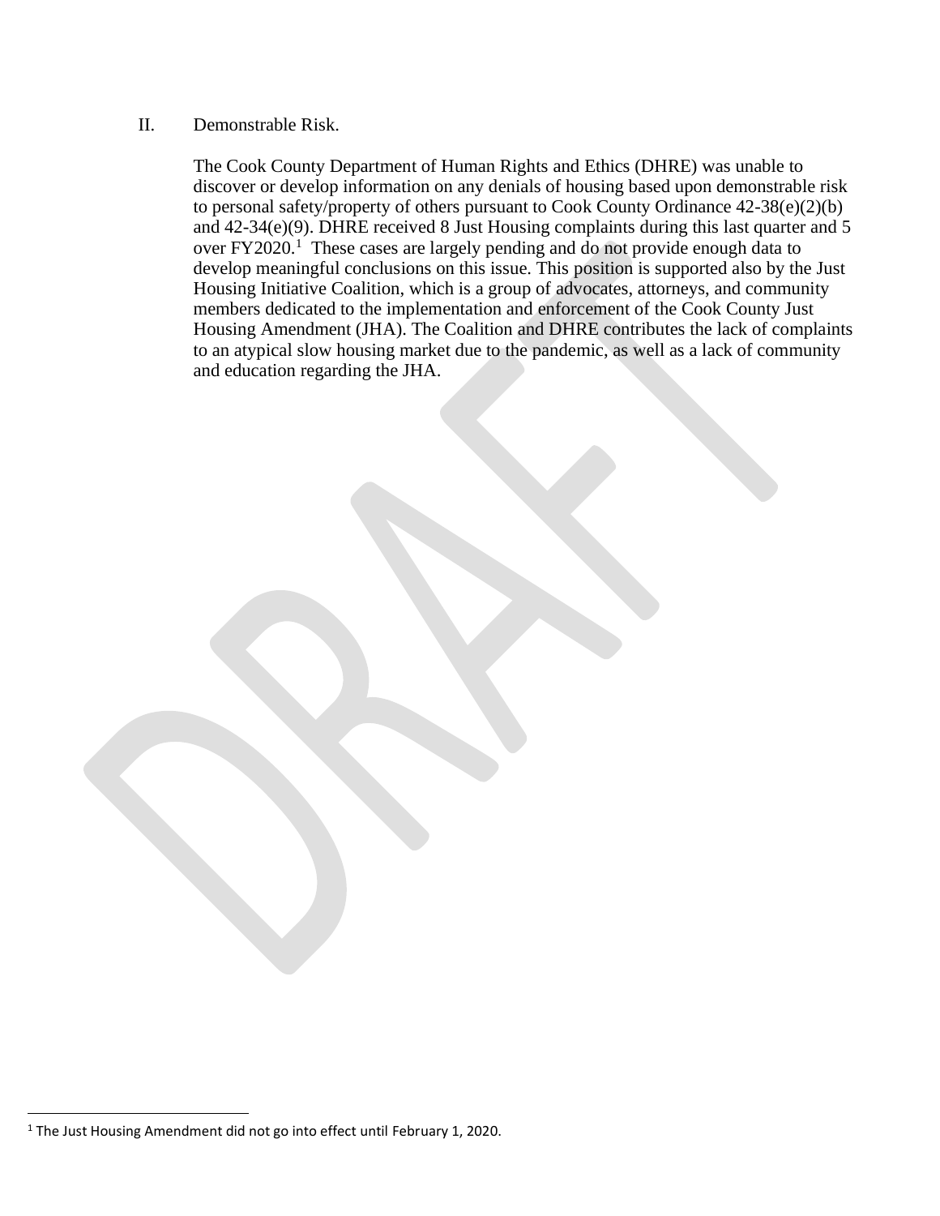II. Demonstrable Risk.

The Cook County Department of Human Rights and Ethics (DHRE) was unable to discover or develop information on any denials of housing based upon demonstrable risk to personal safety/property of others pursuant to Cook County Ordinance 42-38(e)(2)(b) and 42-34(e)(9). DHRE received 8 Just Housing complaints during this last quarter and 5 over FY2020.[1] These cases are largely pending and do not provide enough data to develop meaningful conclusions on this issue. This position is supported also by the Just Housing Initiative Coalition, which is a group of advocates, attorneys, and community members dedicated to the implementation and enforcement of the Cook County Just Housing Amendment (JHA). The Coalition and DHRE contributes the lack of complaints to an atypical slow housing market due to the pandemic, as well as a lack of community and education regarding the JHA.

---

[1] The Just Housing Amendment did not go into effect until February 1, 2020.